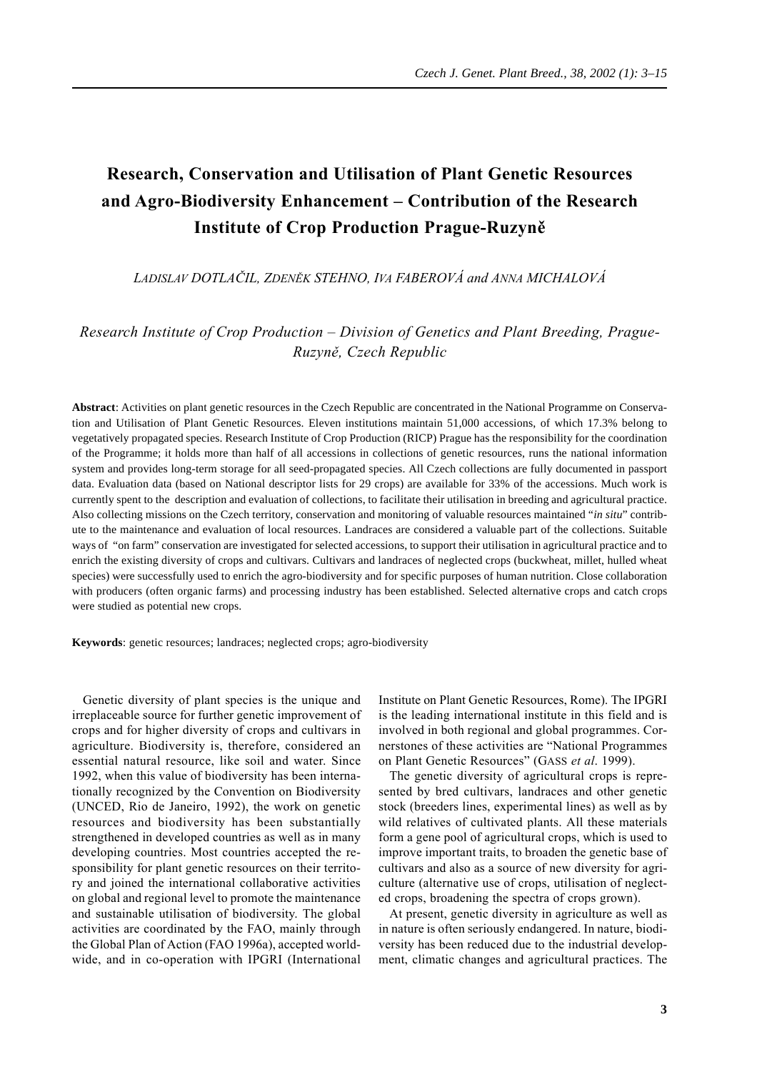# Research, Conservation and Utilisation of Plant Genetic Resources and Agro-Biodiversity Enhancement – Contribution of the Research Institute of Crop Production Prague-Ruzyně

*LADISLAV DOTLAČIL, ZDENĚK STEHNO, IVA FABEROVÁ and ANNA MICHALOVÁ*

*Research Institute of Crop Production – Division of Genetics and Plant Breeding, Prague-Ruzyně, Czech Republic*

**Abstract**: Activities on plant genetic resources in the Czech Republic are concentrated in the National Programme on Conservation and Utilisation of Plant Genetic Resources. Eleven institutions maintain 51,000 accessions, of which 17.3% belong to vegetatively propagated species. Research Institute of Crop Production (RICP) Prague has the responsibility for the coordination of the Programme; it holds more than half of all accessions in collections of genetic resources, runs the national information system and provides long-term storage for all seed-propagated species. All Czech collections are fully documented in passport data. Evaluation data (based on National descriptor lists for 29 crops) are available for 33% of the accessions. Much work is currently spent to the description and evaluation of collections, to facilitate their utilisation in breeding and agricultural practice. Also collecting missions on the Czech territory, conservation and monitoring of valuable resources maintained "*in situ*" contribute to the maintenance and evaluation of local resources. Landraces are considered a valuable part of the collections. Suitable ways of "on farm" conservation are investigated for selected accessions, to support their utilisation in agricultural practice and to enrich the existing diversity of crops and cultivars. Cultivars and landraces of neglected crops (buckwheat, millet, hulled wheat species) were successfully used to enrich the agro-biodiversity and for specific purposes of human nutrition. Close collaboration with producers (often organic farms) and processing industry has been established. Selected alternative crops and catch crops were studied as potential new crops.

**Keywords**: genetic resources; landraces; neglected crops; agro-biodiversity

Genetic diversity of plant species is the unique and irreplaceable source for further genetic improvement of crops and for higher diversity of crops and cultivars in agriculture. Biodiversity is, therefore, considered an essential natural resource, like soil and water. Since 1992, when this value of biodiversity has been internationally recognized by the Convention on Biodiversity (UNCED, Rio de Janeiro, 1992), the work on genetic resources and biodiversity has been substantially strengthened in developed countries as well as in many developing countries. Most countries accepted the responsibility for plant genetic resources on their territory and joined the international collaborative activities on global and regional level to promote the maintenance and sustainable utilisation of biodiversity. The global activities are coordinated by the FAO, mainly through the Global Plan of Action (FAO 1996a), accepted worldwide, and in co-operation with IPGRI (International Institute on Plant Genetic Resources, Rome). The IPGRI is the leading international institute in this field and is involved in both regional and global programmes. Cornerstones of these activities are "National Programmes on Plant Genetic Resources" (GASS *et al*. 1999).

The genetic diversity of agricultural crops is represented by bred cultivars, landraces and other genetic stock (breeders lines, experimental lines) as well as by wild relatives of cultivated plants. All these materials form a gene pool of agricultural crops, which is used to improve important traits, to broaden the genetic base of cultivars and also as a source of new diversity for agriculture (alternative use of crops, utilisation of neglected crops, broadening the spectra of crops grown).

At present, genetic diversity in agriculture as well as in nature is often seriously endangered. In nature, biodiversity has been reduced due to the industrial development, climatic changes and agricultural practices. The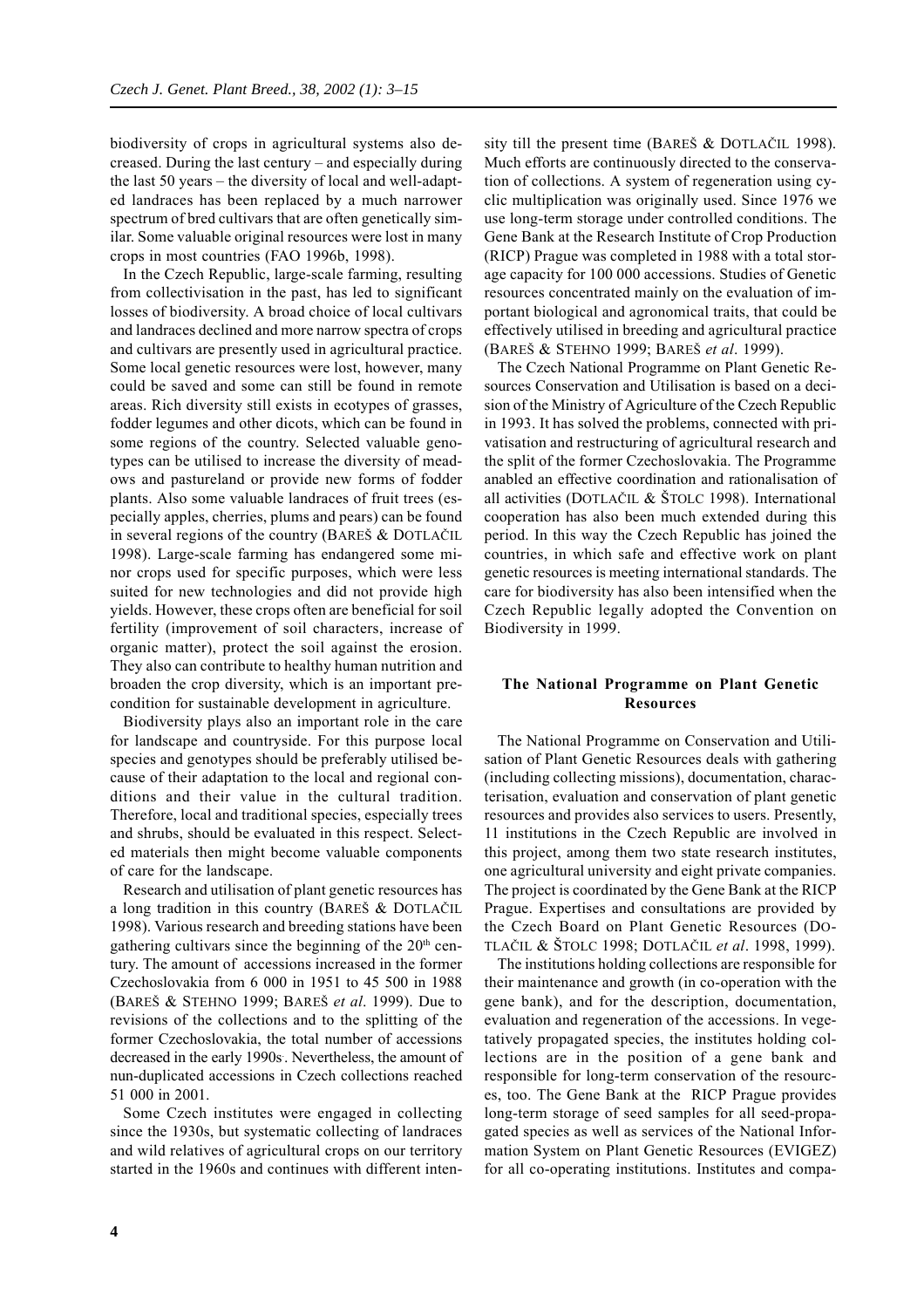biodiversity of crops in agricultural systems also decreased. During the last century – and especially during the last 50 years – the diversity of local and well-adapted landraces has been replaced by a much narrower spectrum of bred cultivars that are often genetically similar. Some valuable original resources were lost in many crops in most countries (FAO 1996b, 1998).

In the Czech Republic, large-scale farming, resulting from collectivisation in the past, has led to significant losses of biodiversity. A broad choice of local cultivars and landraces declined and more narrow spectra of crops and cultivars are presently used in agricultural practice. Some local genetic resources were lost, however, many could be saved and some can still be found in remote areas. Rich diversity still exists in ecotypes of grasses, fodder legumes and other dicots, which can be found in some regions of the country. Selected valuable genotypes can be utilised to increase the diversity of meadows and pastureland or provide new forms of fodder plants. Also some valuable landraces of fruit trees (especially apples, cherries, plums and pears) can be found in several regions of the country (BAREŠ & DOTLAČIL 1998). Large-scale farming has endangered some minor crops used for specific purposes, which were less suited for new technologies and did not provide high yields. However, these crops often are beneficial for soil fertility (improvement of soil characters, increase of organic matter), protect the soil against the erosion. They also can contribute to healthy human nutrition and broaden the crop diversity, which is an important precondition for sustainable development in agriculture.

Biodiversity plays also an important role in the care for landscape and countryside. For this purpose local species and genotypes should be preferably utilised because of their adaptation to the local and regional conditions and their value in the cultural tradition. Therefore, local and traditional species, especially trees and shrubs, should be evaluated in this respect. Selected materials then might become valuable components of care for the landscape.

Research and utilisation of plant genetic resources has a long tradition in this country (BAREŠ & DOTLAČIL 1998). Various research and breeding stations have been gathering cultivars since the beginning of the 20th century. The amount of accessions increased in the former Czechoslovakia from 6 000 in 1951 to 45 500 in 1988 (BAREŠ & STEHNO 1999; BAREŠ *et al*. 1999). Due to revisions of the collections and to the splitting of the former Czechoslovakia, the total number of accessions decreased in the early 1990s. Nevertheless, the amount of nun-duplicated accessions in Czech collections reached 51 000 in 2001.

Some Czech institutes were engaged in collecting since the 1930s, but systematic collecting of landraces and wild relatives of agricultural crops on our territory started in the 1960s and continues with different intensity till the present time (BAREŠ & DOTLAČIL 1998). Much efforts are continuously directed to the conservation of collections. A system of regeneration using cyclic multiplication was originally used. Since 1976 we use long-term storage under controlled conditions. The Gene Bank at the Research Institute of Crop Production (RICP) Prague was completed in 1988 with a total storage capacity for 100 000 accessions. Studies of Genetic resources concentrated mainly on the evaluation of important biological and agronomical traits, that could be effectively utilised in breeding and agricultural practice (BAREŠ & STEHNO 1999; BAREŠ *et al*. 1999).

The Czech National Programme on Plant Genetic Resources Conservation and Utilisation is based on a decision of the Ministry of Agriculture of the Czech Republic in 1993. It has solved the problems, connected with privatisation and restructuring of agricultural research and the split of the former Czechoslovakia. The Programme anabled an effective coordination and rationalisation of all activities (DOTLAČIL & ŠTOLC 1998). International cooperation has also been much extended during this period. In this way the Czech Republic has joined the countries, in which safe and effective work on plant genetic resources is meeting international standards. The care for biodiversity has also been intensified when the Czech Republic legally adopted the Convention on Biodiversity in 1999.

## The National Programme on Plant Genetic Resources

The National Programme on Conservation and Utilisation of Plant Genetic Resources deals with gathering (including collecting missions), documentation, characterisation, evaluation and conservation of plant genetic resources and provides also services to users. Presently, 11 institutions in the Czech Republic are involved in this project, among them two state research institutes, one agricultural university and eight private companies. The project is coordinated by the Gene Bank at the RICP Prague. Expertises and consultations are provided by the Czech Board on Plant Genetic Resources (DOTLAČIL & ŠTOLC 1998; DOTLAČIL *et al*. 1998, 1999).

The institutions holding collections are responsible for their maintenance and growth (in co-operation with the gene bank), and for the description, documentation, evaluation and regeneration of the accessions. In vegetatively propagated species, the institutes holding collections are in the position of a gene bank and responsible for long-term conservation of the resources, too. The Gene Bank at the RICP Prague provides long-term storage of seed samples for all seed-propagated species as well as services of the National Information System on Plant Genetic Resources (EVIGEZ) for all co-operating institutions. Institutes and compa-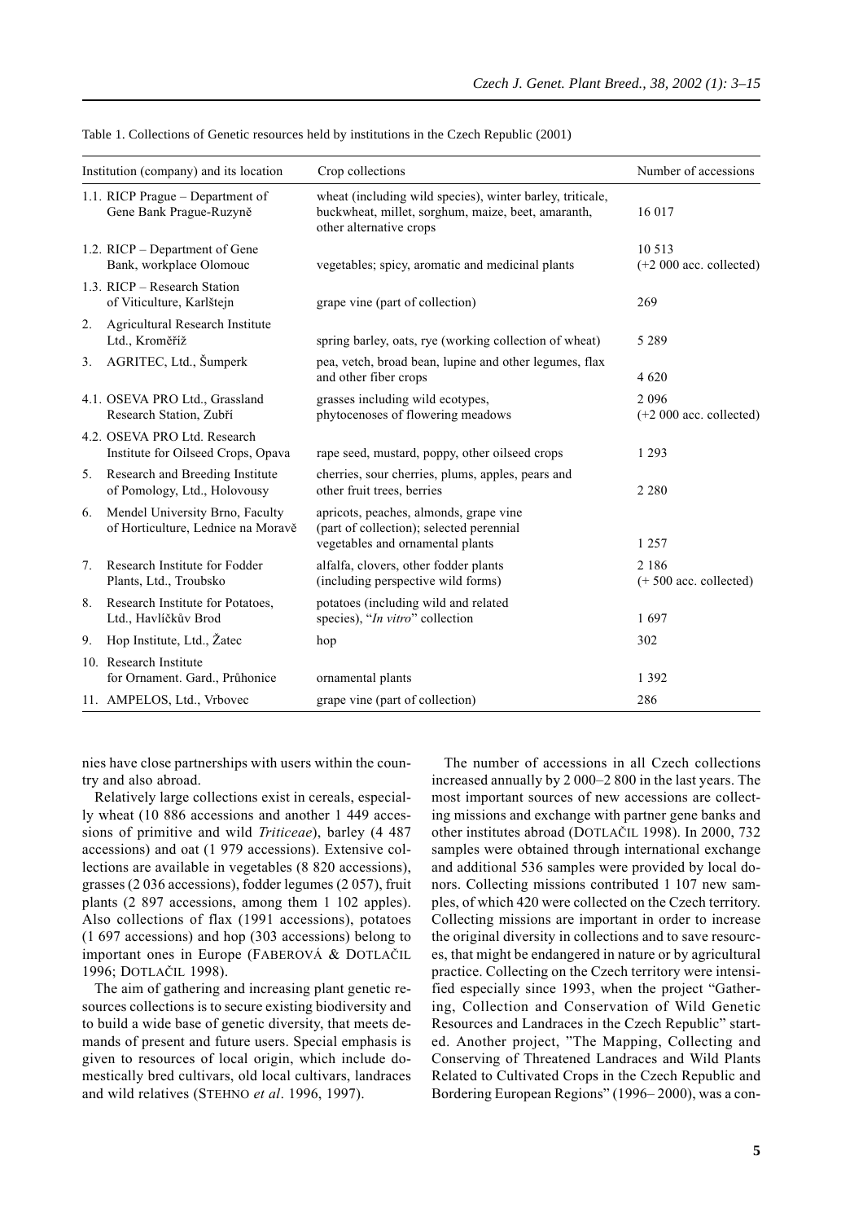Table 1. Collections of Genetic resources held by institutions in the Czech Republic (2001)

| Institution (company) and its location | Crop collections | Number of accessions |
|---|---|---|
| 1.1. RICP Prague – Department of Gene Bank Prague-Ruzyně | wheat (including wild species), winter barley, triticale, buckwheat, millet, sorghum, maize, beet, amaranth, other alternative crops | 16 017 |
| 1.2. RICP – Department of Gene Bank, workplace Olomouc | vegetables; spicy, aromatic and medicinal plants | 10 513 (+2 000 acc. collected) |
| 1.3. RICP – Research Station of Viticulture, Karlštejn | grape vine (part of collection) | 269 |
| 2. Agricultural Research Institute Ltd., Kroměříž | spring barley, oats, rye (working collection of wheat) | 5 289 |
| 3. AGRITEC, Ltd., Šumperk | pea, vetch, broad bean, lupine and other legumes, flax and other fiber crops | 4 620 |
| 4.1. OSEVA PRO Ltd., Grassland Research Station, Zubří | grasses including wild ecotypes, phytocenoses of flowering meadows | 2 096 (+2 000 acc. collected) |
| 4.2. OSEVA PRO Ltd. Research Institute for Oilseed Crops, Opava | rape seed, mustard, poppy, other oilseed crops | 1 293 |
| 5. Research and Breeding Institute of Pomology, Ltd., Holovousy | cherries, sour cherries, plums, apples, pears and other fruit trees, berries | 2 280 |
| 6. Mendel University Brno, Faculty of Horticulture, Lednice na Moravě | apricots, peaches, almonds, grape vine (part of collection); selected perennial vegetables and ornamental plants | 1 257 |
| 7. Research Institute for Fodder Plants, Ltd., Troubsko | alfalfa, clovers, other fodder plants (including perspective wild forms) | 2 186 (+ 500 acc. collected) |
| 8. Research Institute for Potatoes, Ltd., Havlíčkův Brod | potatoes (including wild and related species), "*In vitro*" collection | 1 697 |
| 9. Hop Institute, Ltd., Žatec | hop | 302 |
| 10. Research Institute for Ornament. Gard., Průhonice | ornamental plants | 1 392 |
| 11. AMPELOS, Ltd., Vrbovec | grape vine (part of collection) | 286 |

nies have close partnerships with users within the country and also abroad.

Relatively large collections exist in cereals, especially wheat (10 886 accessions and another 1 449 accessions of primitive and wild *Triticeae*), barley (4 487 accessions) and oat (1 979 accessions). Extensive collections are available in vegetables (8 820 accessions), grasses (2 036 accessions), fodder legumes (2 057), fruit plants (2 897 accessions, among them 1 102 apples). Also collections of flax (1991 accessions), potatoes (1 697 accessions) and hop (303 accessions) belong to important ones in Europe (FABEROVÁ & DOTLAČIL 1996; DOTLAČIL 1998).

The aim of gathering and increasing plant genetic resources collections is to secure existing biodiversity and to build a wide base of genetic diversity, that meets demands of present and future users. Special emphasis is given to resources of local origin, which include domestically bred cultivars, old local cultivars, landraces and wild relatives (STEHNO *et al*. 1996, 1997).

The number of accessions in all Czech collections increased annually by 2 000–2 800 in the last years. The most important sources of new accessions are collecting missions and exchange with partner gene banks and other institutes abroad (DOTLAČIL 1998). In 2000, 732 samples were obtained through international exchange and additional 536 samples were provided by local donors. Collecting missions contributed 1 107 new samples, of which 420 were collected on the Czech territory. Collecting missions are important in order to increase the original diversity in collections and to save resources, that might be endangered in nature or by agricultural practice. Collecting on the Czech territory were intensified especially since 1993, when the project "Gathering, Collection and Conservation of Wild Genetic Resources and Landraces in the Czech Republic" started. Another project, "The Mapping, Collecting and Conserving of Threatened Landraces and Wild Plants Related to Cultivated Crops in the Czech Republic and Bordering European Regions" (1996– 2000), was a con-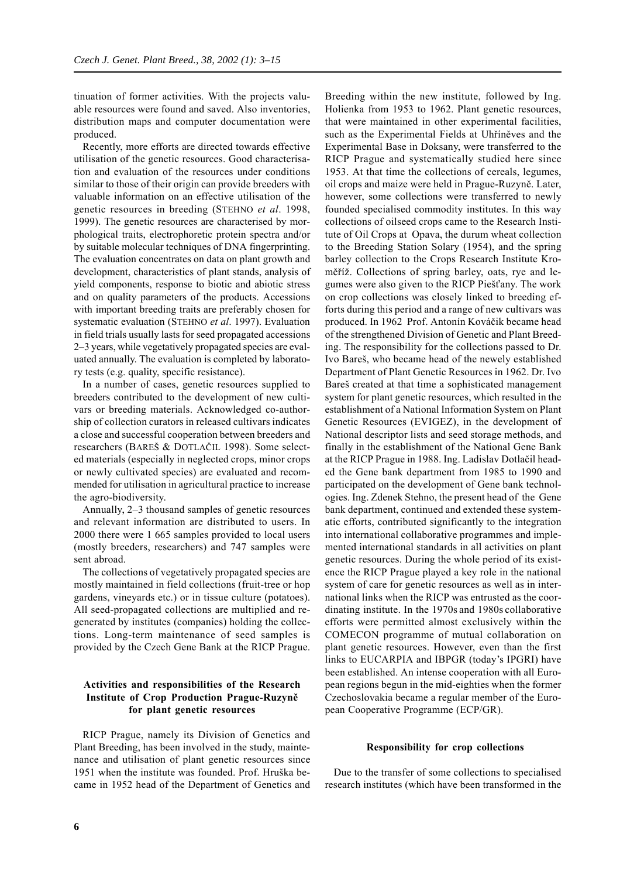tinuation of former activities. With the projects valuable resources were found and saved. Also inventories, distribution maps and computer documentation were produced.

Recently, more efforts are directed towards effective utilisation of the genetic resources. Good characterisation and evaluation of the resources under conditions similar to those of their origin can provide breeders with valuable information on an effective utilisation of the genetic resources in breeding (STEHNO *et al*. 1998, 1999). The genetic resources are characterised by morphological traits, electrophoretic protein spectra and/or by suitable molecular techniques of DNA fingerprinting. The evaluation concentrates on data on plant growth and development, characteristics of plant stands, analysis of yield components, response to biotic and abiotic stress and on quality parameters of the products. Accessions with important breeding traits are preferably chosen for systematic evaluation (STEHNO *et al*. 1997). Evaluation in field trials usually lasts for seed propagated accessions 2–3 years, while vegetatively propagated species are evaluated annually. The evaluation is completed by laboratory tests (e.g. quality, specific resistance).

In a number of cases, genetic resources supplied to breeders contributed to the development of new cultivars or breeding materials. Acknowledged co-authorship of collection curators in released cultivars indicates a close and successful cooperation between breeders and researchers (BAREŠ & DOTLAČIL 1998). Some selected materials (especially in neglected crops, minor crops or newly cultivated species) are evaluated and recommended for utilisation in agricultural practice to increase the agro-biodiversity.

Annually, 2–3 thousand samples of genetic resources and relevant information are distributed to users. In 2000 there were 1 665 samples provided to local users (mostly breeders, researchers) and 747 samples were sent abroad.

The collections of vegetatively propagated species are mostly maintained in field collections (fruit-tree or hop gardens, vineyards etc.) or in tissue culture (potatoes). All seed-propagated collections are multiplied and regenerated by institutes (companies) holding the collections. Long-term maintenance of seed samples is provided by the Czech Gene Bank at the RICP Prague.

## Activities and responsibilities of the Research Institute of Crop Production Prague-Ruzyně for plant genetic resources

RICP Prague, namely its Division of Genetics and Plant Breeding, has been involved in the study, maintenance and utilisation of plant genetic resources since 1951 when the institute was founded. Prof. Hruška became in 1952 head of the Department of Genetics and Breeding within the new institute, followed by Ing. Holienka from 1953 to 1962. Plant genetic resources, that were maintained in other experimental facilities, such as the Experimental Fields at Uhříněves and the Experimental Base in Doksany, were transferred to the RICP Prague and systematically studied here since 1953. At that time the collections of cereals, legumes, oil crops and maize were held in Prague-Ruzyně. Later, however, some collections were transferred to newly founded specialised commodity institutes. In this way collections of oilseed crops came to the Research Institute of Oil Crops at Opava, the durum wheat collection to the Breeding Station Solary (1954), and the spring barley collection to the Crops Research Institute Kroměříž. Collections of spring barley, oats, rye and legumes were also given to the RICP Piešťany. The work on crop collections was closely linked to breeding efforts during this period and a range of new cultivars was produced. In 1962 Prof. Antonín Kováčik became head of the strengthened Division of Genetic and Plant Breeding. The responsibility for the collections passed to Dr. Ivo Bareš, who became head of the newely established Department of Plant Genetic Resources in 1962. Dr. Ivo Bareš created at that time a sophisticated management system for plant genetic resources, which resulted in the establishment of a National Information System on Plant Genetic Resources (EVIGEZ), in the development of National descriptor lists and seed storage methods, and finally in the establishment of the National Gene Bank at the RICP Prague in 1988. Ing. Ladislav Dotlačil headed the Gene bank department from 1985 to 1990 and participated on the development of Gene bank technologies. Ing. Zdenek Stehno, the present head of the Gene bank department, continued and extended these systematic efforts, contributed significantly to the integration into international collaborative programmes and implemented international standards in all activities on plant genetic resources. During the whole period of its existence the RICP Prague played a key role in the national system of care for genetic resources as well as in international links when the RICP was entrusted as the coordinating institute. In the 1970s and 1980s collaborative efforts were permitted almost exclusively within the COMECON programme of mutual collaboration on plant genetic resources. However, even than the first links to EUCARPIA and IBPGR (today's IPGRI) have been established. An intense cooperation with all European regions begun in the mid-eighties when the former Czechoslovakia became a regular member of the European Cooperative Programme (ECP/GR).

### Responsibility for crop collections

Due to the transfer of some collections to specialised research institutes (which have been transformed in the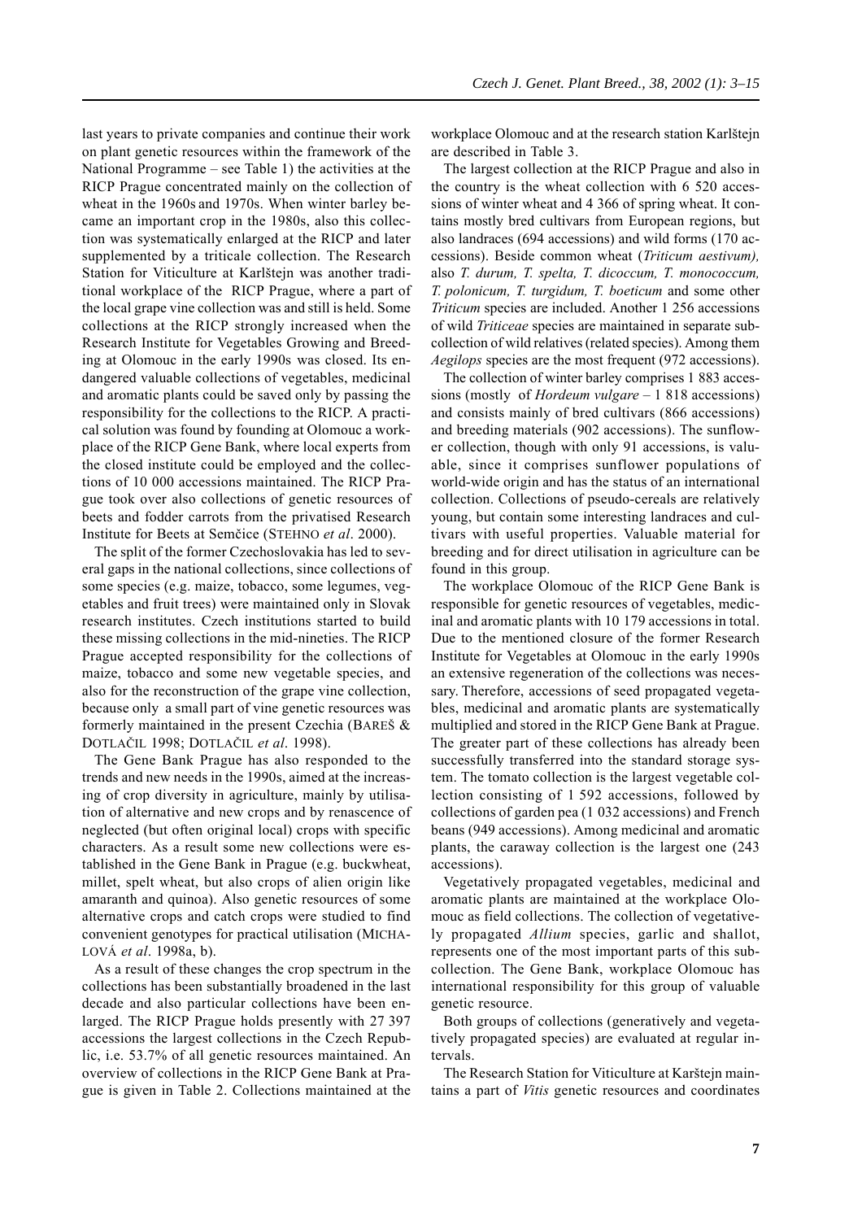last years to private companies and continue their work on plant genetic resources within the framework of the National Programme – see Table 1) the activities at the RICP Prague concentrated mainly on the collection of wheat in the 1960s and 1970s. When winter barley became an important crop in the 1980s, also this collection was systematically enlarged at the RICP and later supplemented by a triticale collection. The Research Station for Viticulture at Karlštejn was another traditional workplace of the RICP Prague, where a part of the local grape vine collection was and still is held. Some collections at the RICP strongly increased when the Research Institute for Vegetables Growing and Breeding at Olomouc in the early 1990s was closed. Its endangered valuable collections of vegetables, medicinal and aromatic plants could be saved only by passing the responsibility for the collections to the RICP. A practical solution was found by founding at Olomouc a workplace of the RICP Gene Bank, where local experts from the closed institute could be employed and the collections of 10 000 accessions maintained. The RICP Prague took over also collections of genetic resources of beets and fodder carrots from the privatised Research Institute for Beets at Semčice (STEHNO *et al*. 2000).

The split of the former Czechoslovakia has led to several gaps in the national collections, since collections of some species (e.g. maize, tobacco, some legumes, vegetables and fruit trees) were maintained only in Slovak research institutes. Czech institutions started to build these missing collections in the mid-nineties. The RICP Prague accepted responsibility for the collections of maize, tobacco and some new vegetable species, and also for the reconstruction of the grape vine collection, because only a small part of vine genetic resources was formerly maintained in the present Czechia (BAREŠ & DOTLAČIL 1998; DOTLAČIL *et al*. 1998).

The Gene Bank Prague has also responded to the trends and new needs in the 1990s, aimed at the increasing of crop diversity in agriculture, mainly by utilisation of alternative and new crops and by renascence of neglected (but often original local) crops with specific characters. As a result some new collections were established in the Gene Bank in Prague (e.g. buckwheat, millet, spelt wheat, but also crops of alien origin like amaranth and quinoa). Also genetic resources of some alternative crops and catch crops were studied to find convenient genotypes for practical utilisation (MICHALOVÁ *et al*. 1998a, b).

As a result of these changes the crop spectrum in the collections has been substantially broadened in the last decade and also particular collections have been enlarged. The RICP Prague holds presently with 27 397 accessions the largest collections in the Czech Republic, i.e. 53.7% of all genetic resources maintained. An overview of collections in the RICP Gene Bank at Prague is given in Table 2. Collections maintained at the workplace Olomouc and at the research station Karlštejn are described in Table 3.

The largest collection at the RICP Prague and also in the country is the wheat collection with 6 520 accessions of winter wheat and 4 366 of spring wheat. It contains mostly bred cultivars from European regions, but also landraces (694 accessions) and wild forms (170 accessions). Beside common wheat (*Triticum aestivum),* also *T. durum, T. spelta, T. dicoccum, T. monococcum, T. polonicum, T. turgidum, T. boeticum* and some other *Triticum* species are included. Another 1 256 accessions of wild *Triticeae* species are maintained in separate subcollection of wild relatives (related species). Among them *Aegilops* species are the most frequent (972 accessions).

The collection of winter barley comprises 1 883 accessions (mostly of *Hordeum vulgare* – 1 818 accessions) and consists mainly of bred cultivars (866 accessions) and breeding materials (902 accessions). The sunflower collection, though with only 91 accessions, is valuable, since it comprises sunflower populations of world-wide origin and has the status of an international collection. Collections of pseudo-cereals are relatively young, but contain some interesting landraces and cultivars with useful properties. Valuable material for breeding and for direct utilisation in agriculture can be found in this group.

The workplace Olomouc of the RICP Gene Bank is responsible for genetic resources of vegetables, medicinal and aromatic plants with 10 179 accessions in total. Due to the mentioned closure of the former Research Institute for Vegetables at Olomouc in the early 1990s an extensive regeneration of the collections was necessary. Therefore, accessions of seed propagated vegetables, medicinal and aromatic plants are systematically multiplied and stored in the RICP Gene Bank at Prague. The greater part of these collections has already been successfully transferred into the standard storage system. The tomato collection is the largest vegetable collection consisting of 1 592 accessions, followed by collections of garden pea (1 032 accessions) and French beans (949 accessions). Among medicinal and aromatic plants, the caraway collection is the largest one (243 accessions).

Vegetatively propagated vegetables, medicinal and aromatic plants are maintained at the workplace Olomouc as field collections. The collection of vegetatively propagated *Allium* species, garlic and shallot, represents one of the most important parts of this subcollection. The Gene Bank, workplace Olomouc has international responsibility for this group of valuable genetic resource.

Both groups of collections (generatively and vegetatively propagated species) are evaluated at regular intervals.

The Research Station for Viticulture at Karštejn maintains a part of *Vitis* genetic resources and coordinates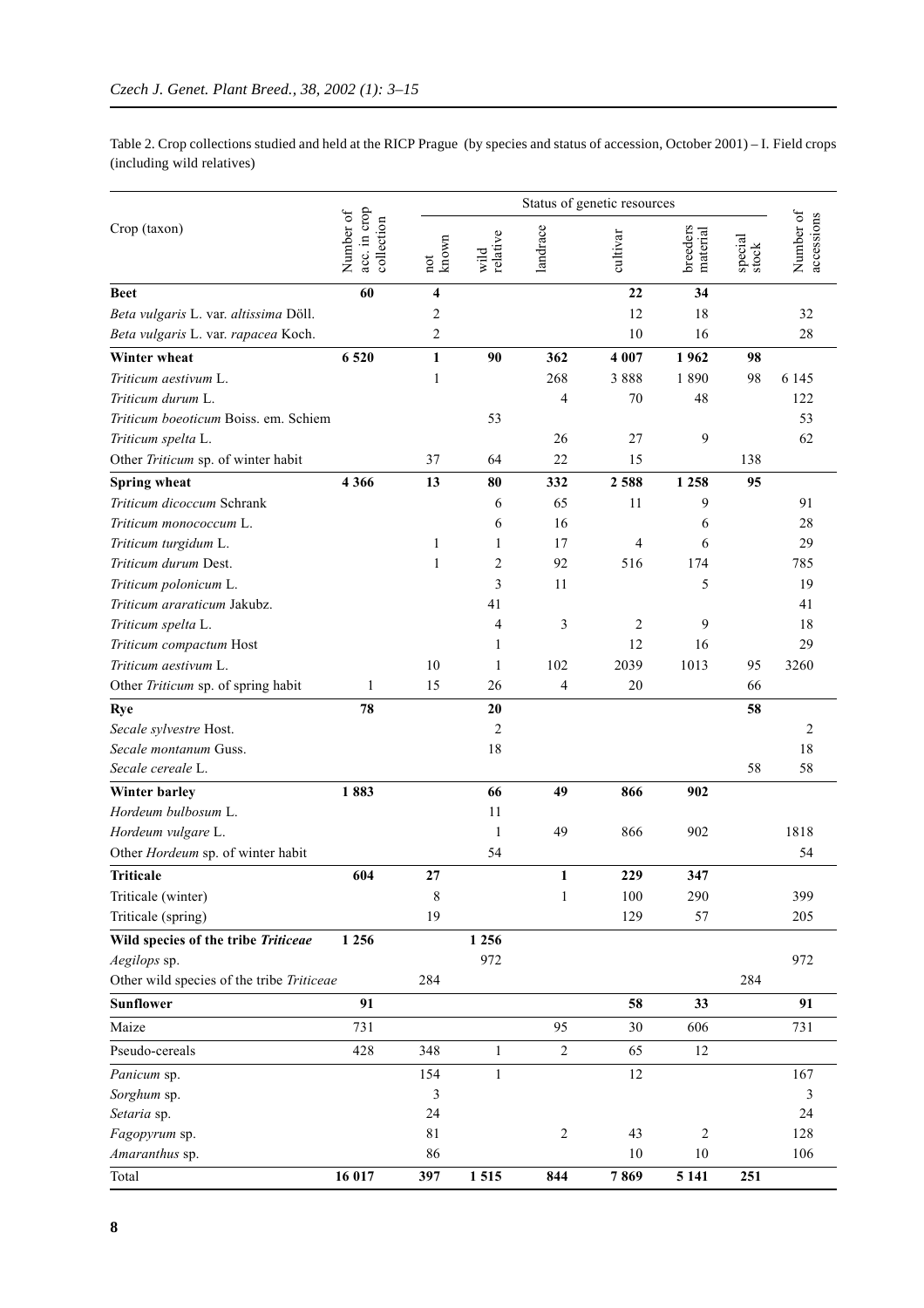Table 2. Crop collections studied and held at the RICP Prague (by species and status of accession, October 2001) – I. Field crops (including wild relatives)

| Crop (taxon) | Number of acc. in crop collection | Status of genetic resources | | | | | | Number of accessions |
|---|---|---|---|---|---|---|---|---|
| | | not known | wild relative | landrace | cultivar | breeders material | special stock | |
| **Beet** | **60** | **4** | | | **22** | **34** | | |
| *Beta vulgaris* L. var. *altissima* Döll. | | 2 | | | 12 | 18 | | 32 |
| *Beta vulgaris* L. var. *rapacea* Koch. | | 2 | | | 10 | 16 | | 28 |
| **Winter wheat** | **6 520** | **1** | **90** | **362** | **4 007** | **1 962** | **98** | |
| *Triticum aestivum* L. | | 1 | | 268 | 3 888 | 1 890 | 98 | 6 145 |
| *Triticum durum* L. | | | | 4 | 70 | 48 | | 122 |
| *Triticum boeoticum* Boiss. em. Schiem | | | 53 | | | | | 53 |
| *Triticum spelta* L. | | | | 26 | 27 | 9 | | 62 |
| Other *Triticum* sp. of winter habit | | 37 | 64 | 22 | 15 | | 138 | |
| **Spring wheat** | **4 366** | **13** | **80** | **332** | **2 588** | **1 258** | **95** | |
| *Triticum dicoccum* Schrank | | | 6 | 65 | 11 | 9 | | 91 |
| *Triticum monococcum* L. | | | 6 | 16 | | 6 | | 28 |
| *Triticum turgidum* L. | | 1 | 1 | 17 | 4 | 6 | | 29 |
| *Triticum durum* Dest. | | 1 | 2 | 92 | 516 | 174 | | 785 |
| *Triticum polonicum* L. | | | 3 | 11 | | 5 | | 19 |
| *Triticum araraticum* Jakubz. | | | 41 | | | | | 41 |
| *Triticum spelta* L. | | | 4 | 3 | 2 | 9 | | 18 |
| *Triticum compactum* Host | | | 1 | | 12 | 16 | | 29 |
| *Triticum aestivum* L. | | 10 | 1 | 102 | 2039 | 1013 | 95 | 3260 |
| Other *Triticum* sp. of spring habit | 1 | 15 | 26 | 4 | 20 | | 66 | |
| **Rye** | **78** | | **20** | | | | **58** | |
| *Secale sylvestre* Host. | | | 2 | | | | | 2 |
| *Secale montanum* Guss. | | | 18 | | | | | 18 |
| *Secale cereale* L. | | | | | | | 58 | 58 |
| **Winter barley** | **1 883** | | **66** | **49** | **866** | **902** | | |
| *Hordeum bulbosum* L. | | | 11 | | | | | |
| *Hordeum vulgare* L. | | | 1 | 49 | 866 | 902 | | 1818 |
| Other *Hordeum* sp. of winter habit | | | 54 | | | | | 54 |
| **Triticale** | **604** | **27** | | **1** | **229** | **347** | | |
| Triticale (winter) | | 8 | | 1 | 100 | 290 | | 399 |
| Triticale (spring) | | 19 | | | 129 | 57 | | 205 |
| **Wild species of the tribe *Triticeae*** | **1 256** | | **1 256** | | | | | |
| *Aegilops* sp. | | | 972 | | | | | 972 |
| Other wild species of the tribe *Triticeae* | | 284 | | | | | 284 | |
| **Sunflower** | **91** | | | | **58** | **33** | | **91** |
| Maize | 731 | | | 95 | 30 | 606 | | 731 |
| Pseudo-cereals | 428 | 348 | 1 | 2 | 65 | 12 | | |
| *Panicum* sp. | | 154 | 1 | | 12 | | | 167 |
| *Sorghum* sp. | | 3 | | | | | | 3 |
| *Setaria* sp. | | 24 | | | | | | 24 |
| *Fagopyrum* sp. | | 81 | | 2 | 43 | 2 | | 128 |
| *Amaranthus* sp. | | 86 | | | 10 | 10 | | 106 |
| Total | **16 017** | **397** | **1 515** | **844** | **7 869** | **5 141** | **251** | |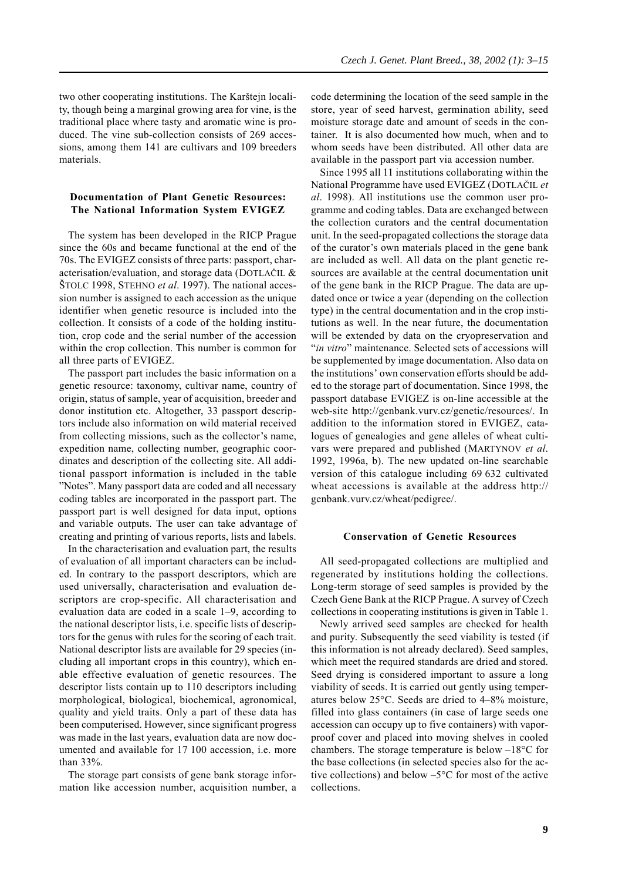two other cooperating institutions. The Karštejn locality, though being a marginal growing area for vine, is the traditional place where tasty and aromatic wine is produced. The vine sub-collection consists of 269 accessions, among them 141 are cultivars and 109 breeders materials.

## Documentation of Plant Genetic Resources: The National Information System EVIGEZ

The system has been developed in the RICP Prague since the 60s and became functional at the end of the 70s. The EVIGEZ consists of three parts: passport, characterisation/evaluation, and storage data (DOTLAČIL & ŠTOLC 1998, STEHNO *et al*. 1997). The national accession number is assigned to each accession as the unique identifier when genetic resource is included into the collection. It consists of a code of the holding institution, crop code and the serial number of the accession within the crop collection. This number is common for all three parts of EVIGEZ.

The passport part includes the basic information on a genetic resource: taxonomy, cultivar name, country of origin, status of sample, year of acquisition, breeder and donor institution etc. Altogether, 33 passport descriptors include also information on wild material received from collecting missions, such as the collector's name, expedition name, collecting number, geographic coordinates and description of the collecting site. All additional passport information is included in the table "Notes". Many passport data are coded and all necessary coding tables are incorporated in the passport part. The passport part is well designed for data input, options and variable outputs. The user can take advantage of creating and printing of various reports, lists and labels.

In the characterisation and evaluation part, the results of evaluation of all important characters can be included. In contrary to the passport descriptors, which are used universally, characterisation and evaluation descriptors are crop-specific. All characterisation and evaluation data are coded in a scale 1–9, according to the national descriptor lists, i.e. specific lists of descriptors for the genus with rules for the scoring of each trait. National descriptor lists are available for 29 species (including all important crops in this country), which enable effective evaluation of genetic resources. The descriptor lists contain up to 110 descriptors including morphological, biological, biochemical, agronomical, quality and yield traits. Only a part of these data has been computerised. However, since significant progress was made in the last years, evaluation data are now documented and available for 17 100 accession, i.e. more than 33%.

The storage part consists of gene bank storage information like accession number, acquisition number, a code determining the location of the seed sample in the store, year of seed harvest, germination ability, seed moisture storage date and amount of seeds in the container. It is also documented how much, when and to whom seeds have been distributed. All other data are available in the passport part via accession number.

Since 1995 all 11 institutions collaborating within the National Programme have used EVIGEZ (DOTLAČIL *et al*. 1998). All institutions use the common user programme and coding tables. Data are exchanged between the collection curators and the central documentation unit. In the seed-propagated collections the storage data of the curator's own materials placed in the gene bank are included as well. All data on the plant genetic resources are available at the central documentation unit of the gene bank in the RICP Prague. The data are updated once or twice a year (depending on the collection type) in the central documentation and in the crop institutions as well. In the near future, the documentation will be extended by data on the cryopreservation and "*in vitro*" maintenance. Selected sets of accessions will be supplemented by image documentation. Also data on the institutions' own conservation efforts should be added to the storage part of documentation. Since 1998, the passport database EVIGEZ is on-line accessible at the web-site http://genbank.vurv.cz/genetic/resources/. In addition to the information stored in EVIGEZ, catalogues of genealogies and gene alleles of wheat cultivars were prepared and published (MARTYNOV *et al*. 1992, 1996a, b). The new updated on-line searchable version of this catalogue including 69 632 cultivated wheat accessions is available at the address http://genbank.vurv.cz/wheat/pedigree/.

## Conservation of Genetic Resources

All seed-propagated collections are multiplied and regenerated by institutions holding the collections. Long-term storage of seed samples is provided by the Czech Gene Bank at the RICP Prague. A survey of Czech collections in cooperating institutions is given in Table 1.

Newly arrived seed samples are checked for health and purity. Subsequently the seed viability is tested (if this information is not already declared). Seed samples, which meet the required standards are dried and stored. Seed drying is considered important to assure a long viability of seeds. It is carried out gently using temperatures below 25°C. Seeds are dried to 4–8% moisture, filled into glass containers (in case of large seeds one accession can occupy up to five containers) with vapor-proof cover and placed into moving shelves in cooled chambers. The storage temperature is below –18°C for the base collections (in selected species also for the active collections) and below –5°C for most of the active collections.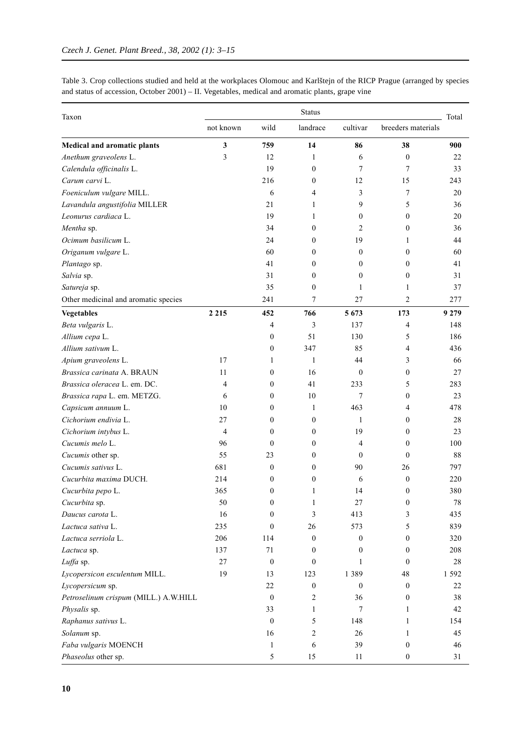Table 3. Crop collections studied and held at the workplaces Olomouc and Karlštejn of the RICP Prague (arranged by species and status of accession, October 2001) – II. Vegetables, medical and aromatic plants, grape vine

| Taxon | Status | | | | | Total |
|---|---|---|---|---|---|---|
| | not known | wild | landrace | cultivar | breeders materials | |
| **Medical and aromatic plants** | **3** | **759** | **14** | **86** | **38** | **900** |
| *Anethum graveolens* L. | 3 | 12 | 1 | 6 | 0 | 22 |
| *Calendula officinalis* L. | | 19 | 0 | 7 | 7 | 33 |
| *Carum carvi* L. | | 216 | 0 | 12 | 15 | 243 |
| *Foeniculum vulgare* MILL. | | 6 | 4 | 3 | 7 | 20 |
| *Lavandula angustifolia* MILLER | | 21 | 1 | 9 | 5 | 36 |
| *Leonurus cardiaca* L. | | 19 | 1 | 0 | 0 | 20 |
| *Mentha* sp. | | 34 | 0 | 2 | 0 | 36 |
| *Ocimum basilicum* L. | | 24 | 0 | 19 | 1 | 44 |
| *Origanum vulgare* L. | | 60 | 0 | 0 | 0 | 60 |
| *Plantago* sp. | | 41 | 0 | 0 | 0 | 41 |
| *Salvia* sp. | | 31 | 0 | 0 | 0 | 31 |
| *Satureja* sp. | | 35 | 0 | 1 | 1 | 37 |
| Other medicinal and aromatic species | | 241 | 7 | 27 | 2 | 277 |
| **Vegetables** | **2 215** | **452** | **766** | **5 673** | **173** | **9 279** |
| *Beta vulgaris* L. | | 4 | 3 | 137 | 4 | 148 |
| *Allium cepa* L. | | 0 | 51 | 130 | 5 | 186 |
| *Allium sativum* L. | | 0 | 347 | 85 | 4 | 436 |
| *Apium graveolens* L. | 17 | 1 | 1 | 44 | 3 | 66 |
| *Brassica carinata* A. BRAUN | 11 | 0 | 16 | 0 | 0 | 27 |
| *Brassica oleracea* L. em. DC. | 4 | 0 | 41 | 233 | 5 | 283 |
| *Brassica rapa* L. em. METZG. | 6 | 0 | 10 | 7 | 0 | 23 |
| *Capsicum annuum* L. | 10 | 0 | 1 | 463 | 4 | 478 |
| *Cichorium endivia* L. | 27 | 0 | 0 | 1 | 0 | 28 |
| *Cichorium intybus* L. | 4 | 0 | 0 | 19 | 0 | 23 |
| *Cucumis melo* L. | 96 | 0 | 0 | 4 | 0 | 100 |
| *Cucumis* other sp. | 55 | 23 | 0 | 0 | 0 | 88 |
| *Cucumis sativus* L. | 681 | 0 | 0 | 90 | 26 | 797 |
| *Cucurbita maxima* DUCH. | 214 | 0 | 0 | 6 | 0 | 220 |
| *Cucurbita pepo* L. | 365 | 0 | 1 | 14 | 0 | 380 |
| *Cucurbita* sp. | 50 | 0 | 1 | 27 | 0 | 78 |
| *Daucus carota* L. | 16 | 0 | 3 | 413 | 3 | 435 |
| *Lactuca sativa* L. | 235 | 0 | 26 | 573 | 5 | 839 |
| *Lactuca serriola* L. | 206 | 114 | 0 | 0 | 0 | 320 |
| *Lactuca* sp. | 137 | 71 | 0 | 0 | 0 | 208 |
| *Luffa* sp. | 27 | 0 | 0 | 1 | 0 | 28 |
| *Lycopersicon esculentum* MILL. | 19 | 13 | 123 | 1 389 | 48 | 1 592 |
| *Lycopersicum* sp. | | 22 | 0 | 0 | 0 | 22 |
| *Petroselinum crispum* (MILL.) A.W.HILL | | 0 | 2 | 36 | 0 | 38 |
| *Physalis* sp. | | 33 | 1 | 7 | 1 | 42 |
| *Raphanus sativus* L. | | 0 | 5 | 148 | 1 | 154 |
| *Solanum* sp. | | 16 | 2 | 26 | 1 | 45 |
| *Faba vulgaris* MOENCH | | 1 | 6 | 39 | 0 | 46 |
| *Phaseolus* other sp. | | 5 | 15 | 11 | 0 | 31 |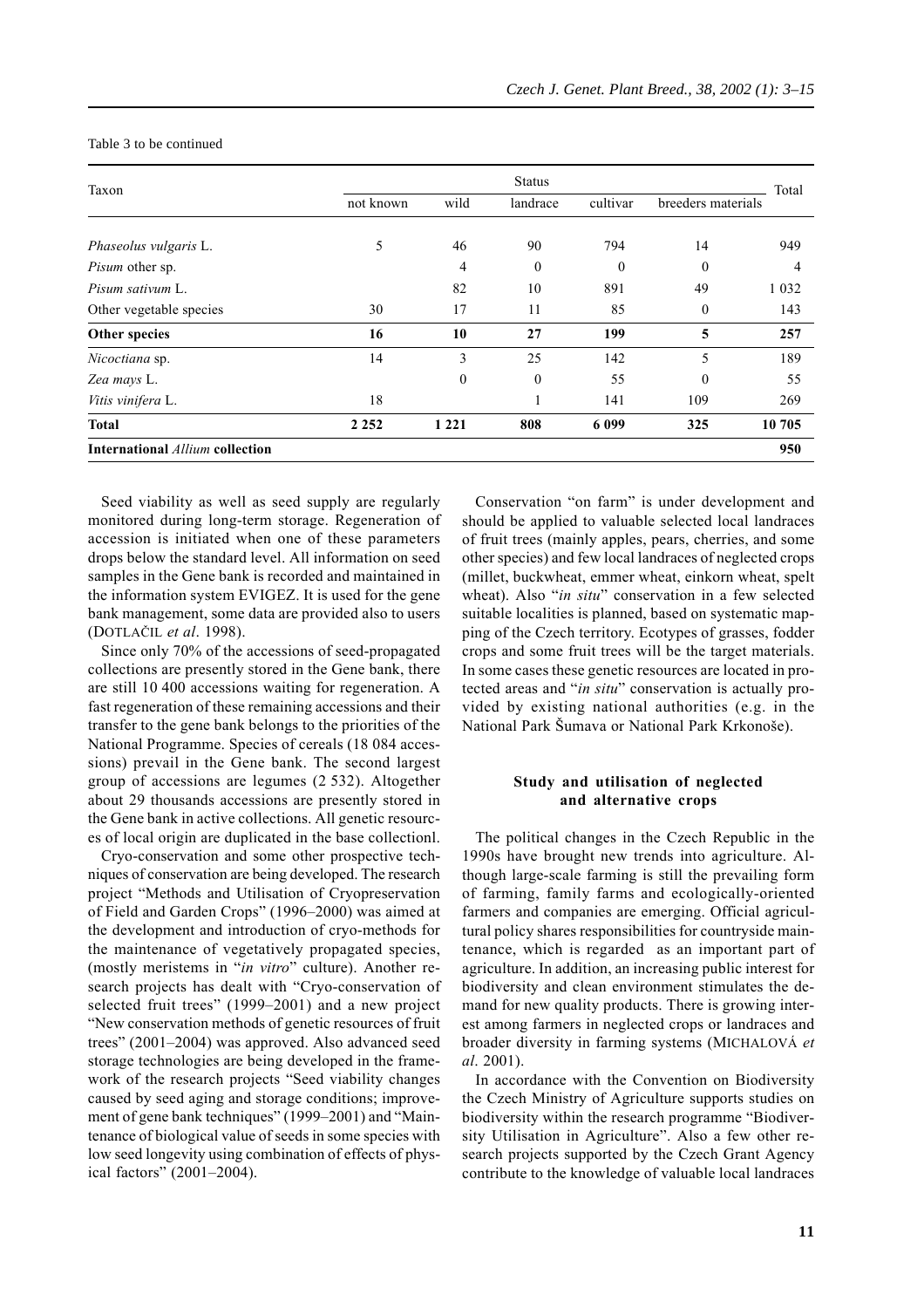Table 3 to be continued

| Taxon | Status | | | | | Total |
|---|---|---|---|---|---|---|
| | not known | wild | landrace | cultivar | breeders materials | |
| *Phaseolus vulgaris* L. | 5 | 46 | 90 | 794 | 14 | 949 |
| *Pisum* other sp. | | 4 | 0 | 0 | 0 | 4 |
| *Pisum sativum* L. | | 82 | 10 | 891 | 49 | 1 032 |
| Other vegetable species | 30 | 17 | 11 | 85 | 0 | 143 |
| **Other species** | **16** | **10** | **27** | **199** | **5** | **257** |
| *Nicoctiana* sp. | 14 | 3 | 25 | 142 | 5 | 189 |
| *Zea mays* L. | | 0 | 0 | 55 | 0 | 55 |
| *Vitis vinifera* L. | 18 | | 1 | 141 | 109 | 269 |
| **Total** | **2 252** | **1 221** | **808** | **6 099** | **325** | **10 705** |
| **International *Allium* collection** | | | | | | **950** |

Seed viability as well as seed supply are regularly monitored during long-term storage. Regeneration of accession is initiated when one of these parameters drops below the standard level. All information on seed samples in the Gene bank is recorded and maintained in the information system EVIGEZ. It is used for the gene bank management, some data are provided also to users (DOTLAČIL *et al*. 1998).

Since only 70% of the accessions of seed-propagated collections are presently stored in the Gene bank, there are still 10 400 accessions waiting for regeneration. A fast regeneration of these remaining accessions and their transfer to the gene bank belongs to the priorities of the National Programme. Species of cereals (18 084 accessions) prevail in the Gene bank. The second largest group of accessions are legumes (2 532). Altogether about 29 thousands accessions are presently stored in the Gene bank in active collections. All genetic resources of local origin are duplicated in the base collectionl.

Cryo-conservation and some other prospective techniques of conservation are being developed. The research project "Methods and Utilisation of Cryopreservation of Field and Garden Crops" (1996–2000) was aimed at the development and introduction of cryo-methods for the maintenance of vegetatively propagated species, (mostly meristems in "*in vitro*" culture). Another research projects has dealt with "Cryo-conservation of selected fruit trees" (1999–2001) and a new project "New conservation methods of genetic resources of fruit trees" (2001–2004) was approved. Also advanced seed storage technologies are being developed in the framework of the research projects "Seed viability changes caused by seed aging and storage conditions; improvement of gene bank techniques" (1999–2001) and "Maintenance of biological value of seeds in some species with low seed longevity using combination of effects of physical factors" (2001–2004).

Conservation "on farm" is under development and should be applied to valuable selected local landraces of fruit trees (mainly apples, pears, cherries, and some other species) and few local landraces of neglected crops (millet, buckwheat, emmer wheat, einkorn wheat, spelt wheat). Also "*in situ*" conservation in a few selected suitable localities is planned, based on systematic mapping of the Czech territory. Ecotypes of grasses, fodder crops and some fruit trees will be the target materials. In some cases these genetic resources are located in protected areas and "*in situ*" conservation is actually provided by existing national authorities (e.g. in the National Park Šumava or National Park Krkonoše).

## Study and utilisation of neglected and alternative crops

The political changes in the Czech Republic in the 1990s have brought new trends into agriculture. Although large-scale farming is still the prevailing form of farming, family farms and ecologically-oriented farmers and companies are emerging. Official agricultural policy shares responsibilities for countryside maintenance, which is regarded as an important part of agriculture. In addition, an increasing public interest for biodiversity and clean environment stimulates the demand for new quality products. There is growing interest among farmers in neglected crops or landraces and broader diversity in farming systems (MICHALOVÁ *et al*. 2001).

In accordance with the Convention on Biodiversity the Czech Ministry of Agriculture supports studies on biodiversity within the research programme "Biodiversity Utilisation in Agriculture". Also a few other research projects supported by the Czech Grant Agency contribute to the knowledge of valuable local landraces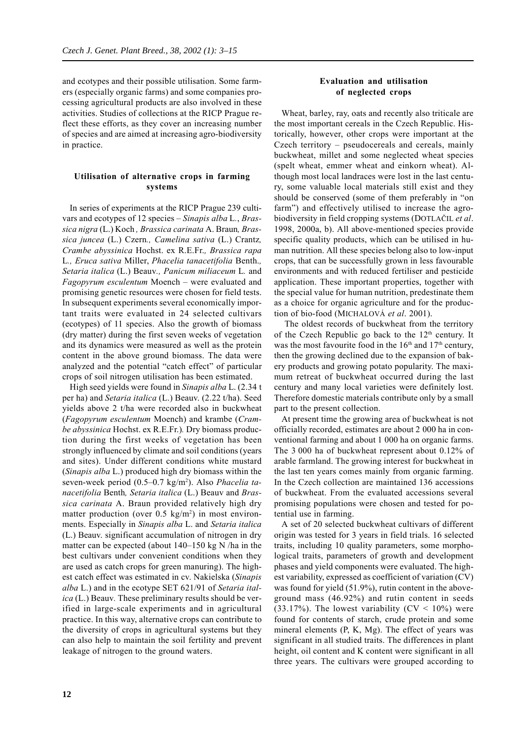and ecotypes and their possible utilisation. Some farmers (especially organic farms) and some companies processing agricultural products are also involved in these activities. Studies of collections at the RICP Prague reflect these efforts, as they cover an increasing number of species and are aimed at increasing agro-biodiversity in practice.

### Utilisation of alternative crops in farming systems

In series of experiments at the RICP Prague 239 cultivars and ecotypes of 12 species – *Sinapis alba* L., *Brassica nigra* (L.) Koch, *Brassica carinata* A. Braun, *Brassica juncea* (L.) Czern., *Camelina sativa* (L.) Crantz, *Crambe abyssinica* Hochst. ex R.E.Fr., *Brassica rapa* L., *Eruca sativa* Miller, *Phacelia tanacetifolia* Benth., *Setaria italica* (L.) Beauv., *Panicum miliaceum* L. and *Fagopyrum esculentum* Moench – were evaluated and promising genetic resources were chosen for field tests. In subsequent experiments several economically important traits were evaluated in 24 selected cultivars (ecotypes) of 11 species. Also the growth of biomass (dry matter) during the first seven weeks of vegetation and its dynamics were measured as well as the protein content in the above ground biomass. The data were analyzed and the potential "catch effect" of particular crops of soil nitrogen utilisation has been estimated.

High seed yields were found in *Sinapis alba* L. (2.34 t per ha) and *Setaria italica* (L.) Beauv. (2.22 t/ha). Seed yields above 2 t/ha were recorded also in buckwheat (*Fagopyrum esculentum* Moench) and krambe (*Crambe abyssinica* Hochst. ex R.E.Fr.). Dry biomass production during the first weeks of vegetation has been strongly influenced by climate and soil conditions (years and sites). Under different conditions white mustard (*Sinapis alba* L.) produced high dry biomass within the seven-week period (0.5–0.7 kg/m$^2$). Also *Phacelia tanacetifolia* Benth, *Setaria italica* (L.) Beauv and *Brassica carinata* A. Braun provided relatively high dry matter production (over 0.5 kg/m$^2$) in most environments. Especially in *Sinapis alba* L. and *Setaria italica* (L.) Beauv. significant accumulation of nitrogen in dry matter can be expected (about 140–150 kg N /ha in the best cultivars under convenient conditions when they are used as catch crops for green manuring). The highest catch effect was estimated in cv. Nakielska (*Sinapis alba* L.) and in the ecotype SET 621/91 of *Setaria italica* (L.) Beauv. These preliminary results should be verified in large-scale experiments and in agricultural practice. In this way, alternative crops can contribute to the diversity of crops in agricultural systems but they can also help to maintain the soil fertility and prevent leakage of nitrogen to the ground waters.

### Evaluation and utilisation of neglected crops

Wheat, barley, ray, oats and recently also triticale are the most important cereals in the Czech Republic. Historically, however, other crops were important at the Czech territory – pseudocereals and cereals, mainly buckwheat, millet and some neglected wheat species (spelt wheat, emmer wheat and einkorn wheat). Although most local landraces were lost in the last century, some valuable local materials still exist and they should be conserved (some of them preferably in "on farm") and effectively utilised to increase the agrobiodiversity in field cropping systems (DOTLAČIL *et al*. 1998, 2000a, b). All above-mentioned species provide specific quality products, which can be utilised in human nutrition. All these species belong also to low-input crops, that can be successfully grown in less favourable environments and with reduced fertiliser and pesticide application. These important properties, together with the special value for human nutrition, predestinate them as a choice for organic agriculture and for the production of bio-food (MICHALOVÁ *et al*. 2001).

The oldest records of buckwheat from the territory of the Czech Republic go back to the 12$^{th}$ century. It was the most favourite food in the 16$^{th}$ and 17$^{th}$ century, then the growing declined due to the expansion of bakery products and growing potato popularity. The maximum retreat of buckwheat occurred during the last century and many local varieties were definitely lost. Therefore domestic materials contribute only by a small part to the present collection.

At present time the growing area of buckwheat is not officially recorded, estimates are about 2 000 ha in conventional farming and about 1 000 ha on organic farms. The 3 000 ha of buckwheat represent about 0.12% of arable farmland. The growing interest for buckwheat in the last ten years comes mainly from organic farming. In the Czech collection are maintained 136 accessions of buckwheat. From the evaluated accessions several promising populations were chosen and tested for potential use in farming.

A set of 20 selected buckwheat cultivars of different origin was tested for 3 years in field trials. 16 selected traits, including 10 quality parameters, some morphological traits, parameters of growth and development phases and yield components were evaluated. The highest variability, expressed as coefficient of variation (CV) was found for yield (51.9%), rutin content in the aboveground mass (46.92%) and rutin content in seeds (33.17%). The lowest variability (CV < 10%) were found for contents of starch, crude protein and some mineral elements (P, K, Mg). The effect of years was significant in all studied traits. The differences in plant height, oil content and K content were significant in all three years. The cultivars were grouped according to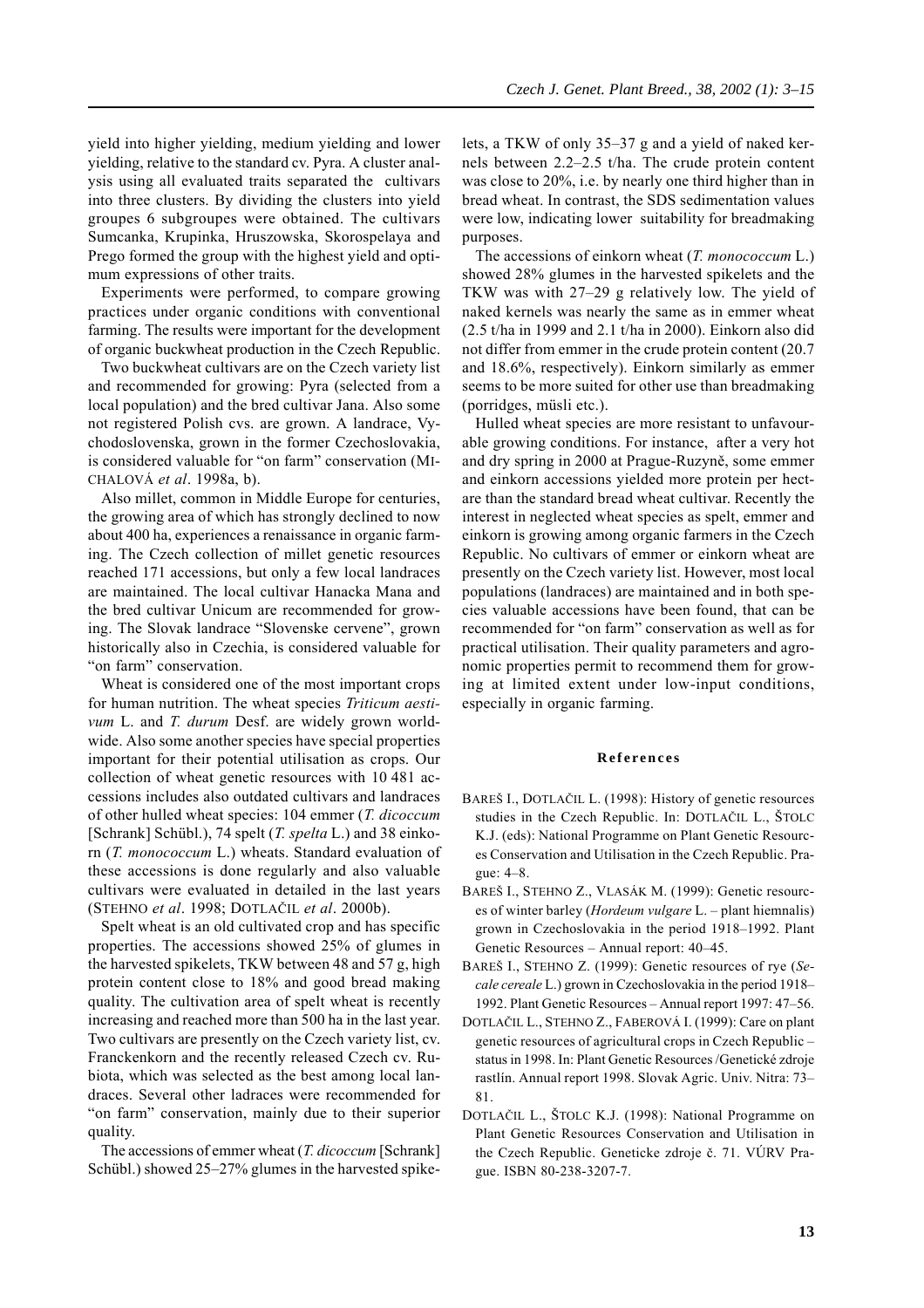yield into higher yielding, medium yielding and lower yielding, relative to the standard cv. Pyra. A cluster analysis using all evaluated traits separated the cultivars into three clusters. By dividing the clusters into yield groupes 6 subgroupes were obtained. The cultivars Sumcanka, Krupinka, Hruszowska, Skorospelaya and Prego formed the group with the highest yield and optimum expressions of other traits.

Experiments were performed, to compare growing practices under organic conditions with conventional farming. The results were important for the development of organic buckwheat production in the Czech Republic.

Two buckwheat cultivars are on the Czech variety list and recommended for growing: Pyra (selected from a local population) and the bred cultivar Jana. Also some not registered Polish cvs. are grown. A landrace, Vychodoslovenska, grown in the former Czechoslovakia, is considered valuable for "on farm" conservation (MICHALOVÁ *et al*. 1998a, b).

Also millet, common in Middle Europe for centuries, the growing area of which has strongly declined to now about 400 ha, experiences a renaissance in organic farming. The Czech collection of millet genetic resources reached 171 accessions, but only a few local landraces are maintained. The local cultivar Hanacka Mana and the bred cultivar Unicum are recommended for growing. The Slovak landrace "Slovenske cervene", grown historically also in Czechia, is considered valuable for "on farm" conservation.

Wheat is considered one of the most important crops for human nutrition. The wheat species *Triticum aestivum* L. and *T. durum* Desf. are widely grown worldwide. Also some another species have special properties important for their potential utilisation as crops. Our collection of wheat genetic resources with 10 481 accessions includes also outdated cultivars and landraces of other hulled wheat species: 104 emmer (*T. dicoccum* [Schrank] Schübl.), 74 spelt (*T. spelta* L.) and 38 einkorn (*T. monococcum* L.) wheats. Standard evaluation of these accessions is done regularly and also valuable cultivars were evaluated in detailed in the last years (STEHNO *et al*. 1998; DOTLAČIL *et al*. 2000b).

Spelt wheat is an old cultivated crop and has specific properties. The accessions showed 25% of glumes in the harvested spikelets, TKW between 48 and 57 g, high protein content close to 18% and good bread making quality. The cultivation area of spelt wheat is recently increasing and reached more than 500 ha in the last year. Two cultivars are presently on the Czech variety list, cv. Franckenkorn and the recently released Czech cv. Rubiota, which was selected as the best among local landraces. Several other ladraces were recommended for "on farm" conservation, mainly due to their superior quality.

The accessions of emmer wheat (*T. dicoccum* [Schrank] Schübl.) showed 25–27% glumes in the harvested spikelets, a TKW of only 35–37 g and a yield of naked kernels between 2.2–2.5 t/ha. The crude protein content was close to 20%, i.e. by nearly one third higher than in bread wheat. In contrast, the SDS sedimentation values were low, indicating lower suitability for breadmaking purposes.

The accessions of einkorn wheat (*T. monococcum* L.) showed 28% glumes in the harvested spikelets and the TKW was with 27–29 g relatively low. The yield of naked kernels was nearly the same as in emmer wheat (2.5 t/ha in 1999 and 2.1 t/ha in 2000). Einkorn also did not differ from emmer in the crude protein content (20.7 and 18.6%, respectively). Einkorn similarly as emmer seems to be more suited for other use than breadmaking (porridges, müsli etc.).

Hulled wheat species are more resistant to unfavourable growing conditions. For instance, after a very hot and dry spring in 2000 at Prague-Ruzyně, some emmer and einkorn accessions yielded more protein per hectare than the standard bread wheat cultivar. Recently the interest in neglected wheat species as spelt, emmer and einkorn is growing among organic farmers in the Czech Republic. No cultivars of emmer or einkorn wheat are presently on the Czech variety list. However, most local populations (landraces) are maintained and in both species valuable accessions have been found, that can be recommended for "on farm" conservation as well as for practical utilisation. Their quality parameters and agronomic properties permit to recommend them for growing at limited extent under low-input conditions, especially in organic farming.

## References

BAREŠ I., DOTLAČIL L. (1998): History of genetic resources studies in the Czech Republic. In: DOTLAČIL L., ŠTOLC K.J. (eds): National Programme on Plant Genetic Resources Conservation and Utilisation in the Czech Republic. Prague: 4–8.

BAREŠ I., STEHNO Z., VLASÁK M. (1999): Genetic resources of winter barley (*Hordeum vulgare* L. – plant hiemnalis) grown in Czechoslovakia in the period 1918–1992. Plant Genetic Resources – Annual report: 40–45.

BAREŠ I., STEHNO Z. (1999): Genetic resources of rye (*Secale cereale* L.) grown in Czechoslovakia in the period 1918–1992. Plant Genetic Resources – Annual report 1997: 47–56.

DOTLAČIL L., STEHNO Z., FABEROVÁ I. (1999): Care on plant genetic resources of agricultural crops in Czech Republic – status in 1998. In: Plant Genetic Resources /Genetické zdroje rastlín. Annual report 1998. Slovak Agric. Univ. Nitra: 73–81.

DOTLAČIL L., ŠTOLC K.J. (1998): National Programme on Plant Genetic Resources Conservation and Utilisation in the Czech Republic. Geneticke zdroje č. 71. VÚRV Prague. ISBN 80-238-3207-7.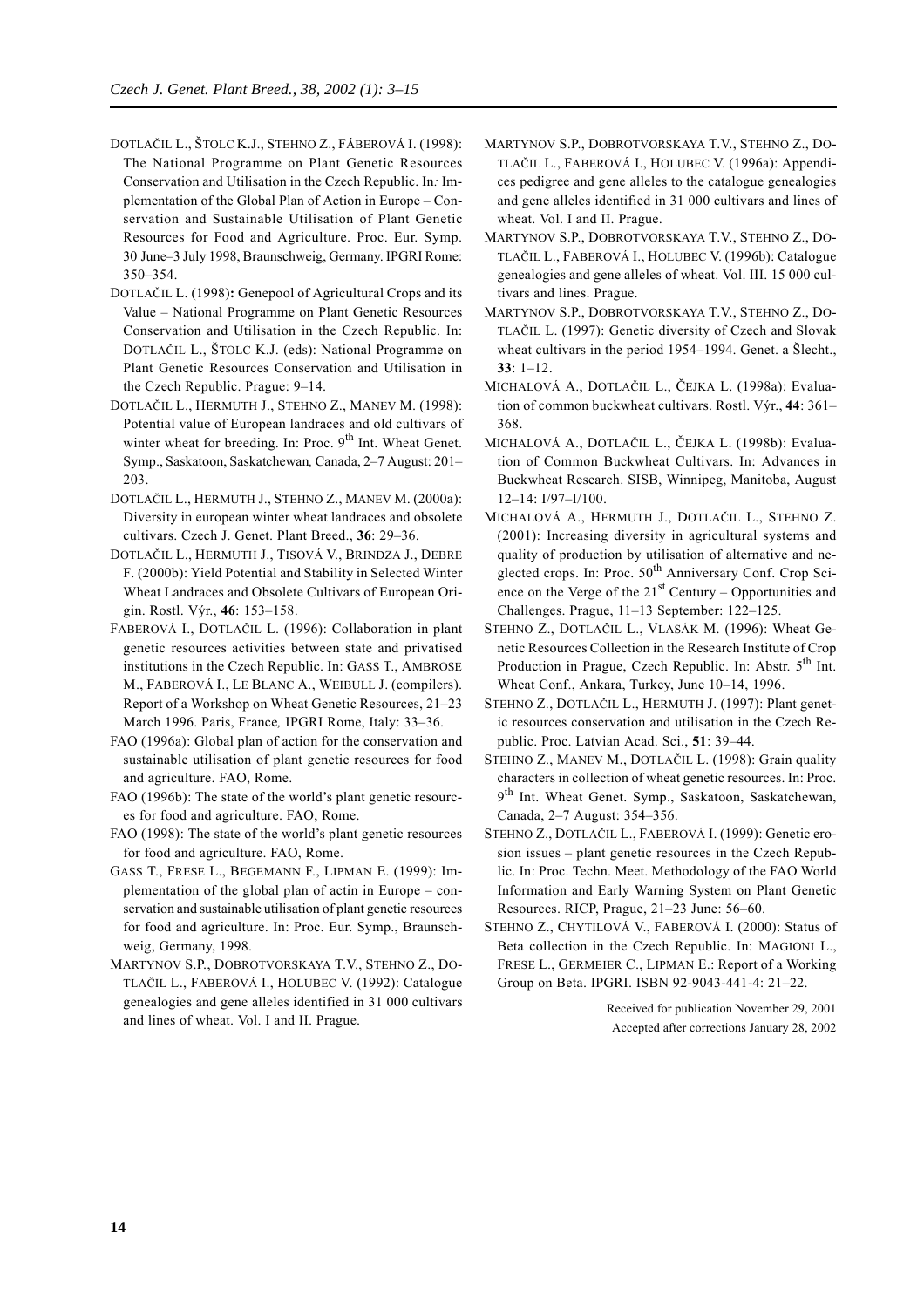DOTLAČIL L., ŠTOLC K.J., STEHNO Z., FÁBEROVÁ I. (1998): The National Programme on Plant Genetic Resources Conservation and Utilisation in the Czech Republic. In: Implementation of the Global Plan of Action in Europe – Conservation and Sustainable Utilisation of Plant Genetic Resources for Food and Agriculture. Proc. Eur. Symp. 30 June–3 July 1998, Braunschweig, Germany. IPGRI Rome: 350–354.

DOTLAČIL L. (1998): Genepool of Agricultural Crops and its Value – National Programme on Plant Genetic Resources Conservation and Utilisation in the Czech Republic. In: DOTLAČIL L., ŠTOLC K.J. (eds): National Programme on Plant Genetic Resources Conservation and Utilisation in the Czech Republic. Prague: 9–14.

DOTLAČIL L., HERMUTH J., STEHNO Z., MANEV M. (1998): Potential value of European landraces and old cultivars of winter wheat for breeding. In: Proc. 9th Int. Wheat Genet. Symp., Saskatoon, Saskatchewan, Canada, 2–7 August: 201–203.

DOTLAČIL L., HERMUTH J., STEHNO Z., MANEV M. (2000a): Diversity in european winter wheat landraces and obsolete cultivars. Czech J. Genet. Plant Breed., **36**: 29–36.

DOTLAČIL L., HERMUTH J., TISOVÁ V., BRINDZA J., DEBRE F. (2000b): Yield Potential and Stability in Selected Winter Wheat Landraces and Obsolete Cultivars of European Origin. Rostl. Výr., **46**: 153–158.

FABEROVÁ I., DOTLAČIL L. (1996): Collaboration in plant genetic resources activities between state and privatised institutions in the Czech Republic. In: GASS T., AMBROSE M., FABEROVÁ I., LE BLANC A., WEIBULL J. (compilers). Report of a Workshop on Wheat Genetic Resources, 21–23 March 1996. Paris, France, IPGRI Rome, Italy: 33–36.

FAO (1996a): Global plan of action for the conservation and sustainable utilisation of plant genetic resources for food and agriculture. FAO, Rome.

FAO (1996b): The state of the world's plant genetic resources for food and agriculture. FAO, Rome.

FAO (1998): The state of the world's plant genetic resources for food and agriculture. FAO, Rome.

GASS T., FRESE L., BEGEMANN F., LIPMAN E. (1999): Implementation of the global plan of actin in Europe – conservation and sustainable utilisation of plant genetic resources for food and agriculture. In: Proc. Eur. Symp., Braunschweig, Germany, 1998.

MARTYNOV S.P., DOBROTVORSKAYA T.V., STEHNO Z., DOTLAČIL L., FABEROVÁ I., HOLUBEC V. (1992): Catalogue genealogies and gene alleles identified in 31 000 cultivars and lines of wheat. Vol. I and II. Prague.

MARTYNOV S.P., DOBROTVORSKAYA T.V., STEHNO Z., DOTLAČIL L., FABEROVÁ I., HOLUBEC V. (1996a): Appendices pedigree and gene alleles to the catalogue genealogies and gene alleles identified in 31 000 cultivars and lines of wheat. Vol. I and II. Prague.

MARTYNOV S.P., DOBROTVORSKAYA T.V., STEHNO Z., DOTLAČIL L., FABEROVÁ I., HOLUBEC V. (1996b): Catalogue genealogies and gene alleles of wheat. Vol. III. 15 000 cultivars and lines. Prague.

MARTYNOV S.P., DOBROTVORSKAYA T.V., STEHNO Z., DOTLAČIL L. (1997): Genetic diversity of Czech and Slovak wheat cultivars in the period 1954–1994. Genet. a Šlecht., **33**: 1–12.

MICHALOVÁ A., DOTLAČIL L., ČEJKA L. (1998a): Evaluation of common buckwheat cultivars. Rostl. Výr., **44**: 361–368.

MICHALOVÁ A., DOTLAČIL L., ČEJKA L. (1998b): Evaluation of Common Buckwheat Cultivars. In: Advances in Buckwheat Research. SISB, Winnipeg, Manitoba, August 12–14: I/97–I/100.

MICHALOVÁ A., HERMUTH J., DOTLAČIL L., STEHNO Z. (2001): Increasing diversity in agricultural systems and quality of production by utilisation of alternative and neglected crops. In: Proc. 50th Anniversary Conf. Crop Science on the Verge of the 21st Century – Opportunities and Challenges. Prague, 11–13 September: 122–125.

STEHNO Z., DOTLAČIL L., VLASÁK M. (1996): Wheat Genetic Resources Collection in the Research Institute of Crop Production in Prague, Czech Republic. In: Abstr. 5th Int. Wheat Conf., Ankara, Turkey, June 10–14, 1996.

STEHNO Z., DOTLAČIL L., HERMUTH J. (1997): Plant genetic resources conservation and utilisation in the Czech Republic. Proc. Latvian Acad. Sci., **51**: 39–44.

STEHNO Z., MANEV M., DOTLAČIL L. (1998): Grain quality characters in collection of wheat genetic resources. In: Proc. 9th Int. Wheat Genet. Symp., Saskatoon, Saskatchewan, Canada, 2–7 August: 354–356.

STEHNO Z., DOTLAČIL L., FABEROVÁ I. (1999): Genetic erosion issues – plant genetic resources in the Czech Republic. In: Proc. Techn. Meet. Methodology of the FAO World Information and Early Warning System on Plant Genetic Resources. RICP, Prague, 21–23 June: 56–60.

STEHNO Z., CHYTILOVÁ V., FABEROVÁ I. (2000): Status of Beta collection in the Czech Republic. In: MAGIONI L., FRESE L., GERMEIER C., LIPMAN E.: Report of a Working Group on Beta. IPGRI. ISBN 92-9043-441-4: 21–22.

Received for publication November 29, 2001
Accepted after corrections January 28, 2002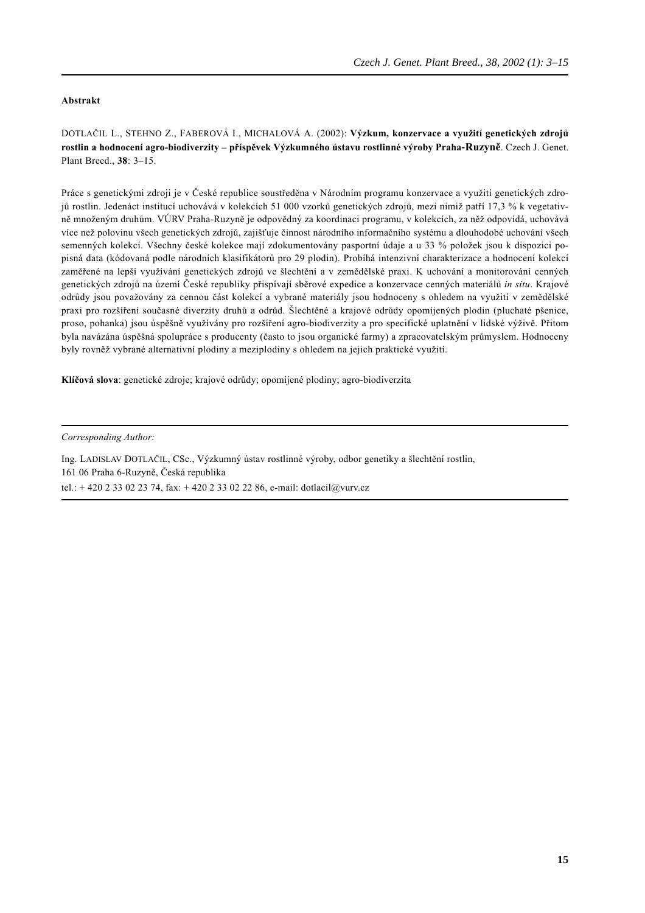**Abstrakt**

DOTLAČIL L., STEHNO Z., FABEROVÁ I., MICHALOVÁ A. (2002): **Výzkum, konzervace a využití genetických zdrojů rostlin a hodnocení agro-biodiverzity – příspěvek Výzkumného ústavu rostlinné výroby Praha-Ruzyně**. Czech J. Genet. Plant Breed., **38**: 3–15.

Práce s genetickými zdroji je v České republice soustředěna v Národním programu konzervace a využití genetických zdrojů rostlin. Jedenáct institucí uchovává v kolekcích 51 000 vzorků genetických zdrojů, mezi nimiž patří 17,3 % k vegetativně množeným druhům. VÚRV Praha-Ruzyně je odpovědný za koordinaci programu, v kolekcích, za něž odpovídá, uchovává více než polovinu všech genetických zdrojů, zajišťuje činnost národního informačního systému a dlouhodobé uchování všech semenných kolekcí. Všechny české kolekce mají zdokumentovány pasportní údaje a u 33 % položek jsou k dispozici popisná data (kódovaná podle národních klasifikátorů pro 29 plodin). Probíhá intenzivní charakterizace a hodnocení kolekcí zaměřené na lepší využívání genetických zdrojů ve šlechtění a v zemědělské praxi. K uchování a monitorování cenných genetických zdrojů na území České republiky přispívají sběrové expedice a konzervace cenných materiálů *in situ*. Krajové odrůdy jsou považovány za cennou část kolekcí a vybrané materiály jsou hodnoceny s ohledem na využití v zemědělské praxi pro rozšíření současné diverzity druhů a odrůd. Šlechtěné a krajové odrůdy opomíjených plodin (pluchaté pšenice, proso, pohanka) jsou úspěšně využívány pro rozšíření agro-biodiverzity a pro specifické uplatnění v lidské výživě. Přitom byla navázána úspěšná spolupráce s producenty (často to jsou organické farmy) a zpracovatelským průmyslem. Hodnoceny byly rovněž vybrané alternativní plodiny a meziplodiny s ohledem na jejich praktické využití.

**Klíčová slova**: genetické zdroje; krajové odrůdy; opomíjené plodiny; agro-biodiverzita

*Corresponding Author:*

Ing. LADISLAV DOTLAČIL, CSc., Výzkumný ústav rostlinné výroby, odbor genetiky a šlechtění rostlin,
161 06 Praha 6-Ruzyně, Česká republika
tel.: + 420 2 33 02 23 74, fax: + 420 2 33 02 22 86, e-mail: dotlacil@vurv.cz